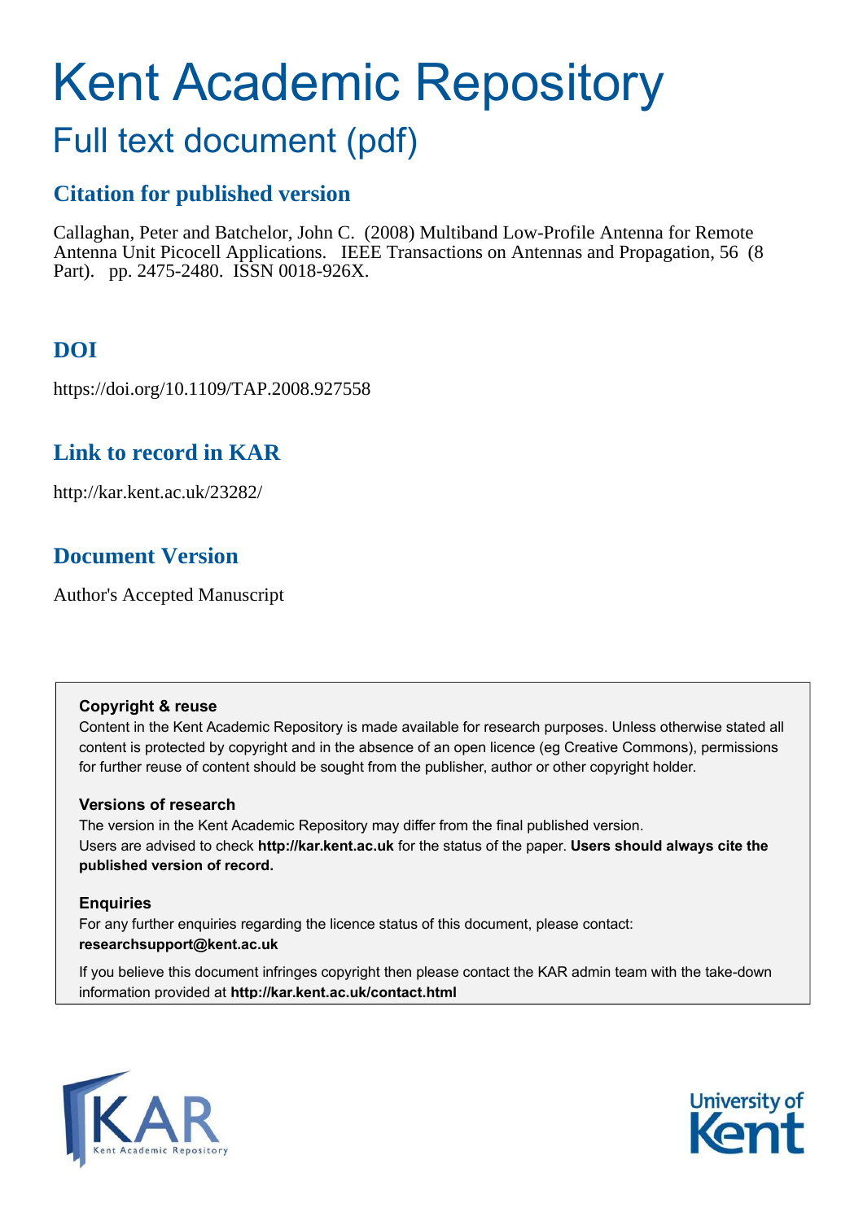# Kent Academic Repository

## Full text document (pdf)

### Citation for published version

Callaghan, Peter and Batchelor, John C. (2008) Multiband Low-Profile Antenna for Remote Antenna Unit Picocell Applications. IEEE Transactions on Antennas and Propagation, 56 (8 Part). pp. 2475-2480. ISSN 0018-926X.

### DOI

https://doi.org/10.1109/TAP.2008.927558

### Link to record in KAR

http://kar.kent.ac.uk/23282/

### Document Version

Author's Accepted Manuscript

**Copyright & reuse**

Content in the Kent Academic Repository is made available for research purposes. Unless otherwise stated all content is protected by copyright and in the absence of an open licence (eg Creative Commons), permissions for further reuse of content should be sought from the publisher, author or other copyright holder.

**Versions of research**

The version in the Kent Academic Repository may differ from the final published version. Users are advised to check **http://kar.kent.ac.uk** for the status of the paper. **Users should always cite the published version of record.**

**Enquiries**

For any further enquiries regarding the licence status of this document, please contact: **researchsupport@kent.ac.uk**

If you believe this document infringes copyright then please contact the KAR admin team with the take-down information provided at **http://kar.kent.ac.uk/contact.html**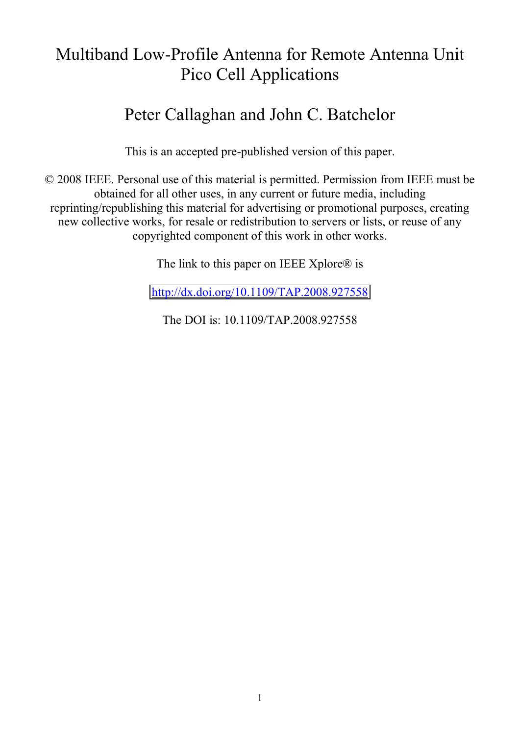# Multiband Low-Profile Antenna for Remote Antenna Unit Pico Cell Applications

## Peter Callaghan and John C. Batchelor

This is an accepted pre-published version of this paper.

© 2008 IEEE. Personal use of this material is permitted. Permission from IEEE must be obtained for all other uses, in any current or future media, including reprinting/republishing this material for advertising or promotional purposes, creating new collective works, for resale or redistribution to servers or lists, or reuse of any copyrighted component of this work in other works.

The link to this paper on IEEE Xplore® is

http://dx.doi.org/10.1109/TAP.2008.927558

The DOI is: 10.1109/TAP.2008.927558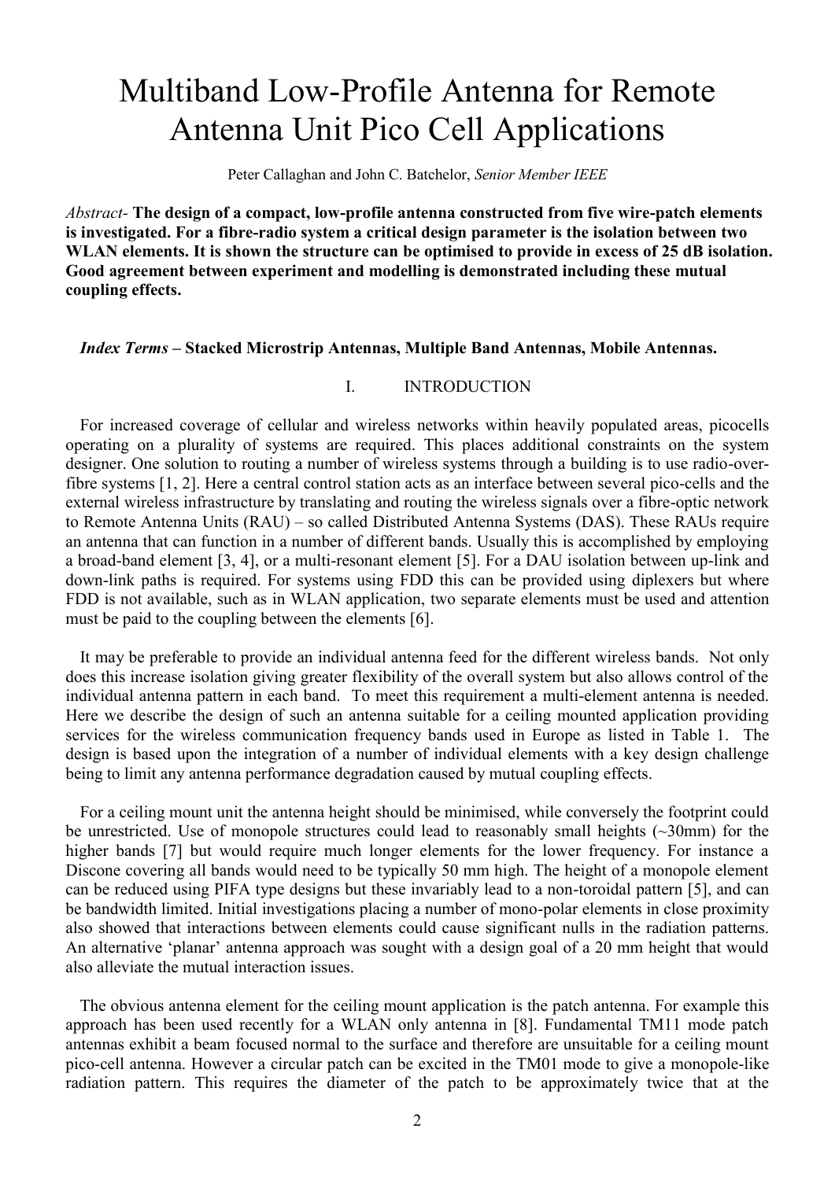# Multiband Low-Profile Antenna for Remote Antenna Unit Pico Cell Applications

Peter Callaghan and John C. Batchelor, *Senior Member IEEE*

*Abstract-* **The design of a compact, low-profile antenna constructed from five wire-patch elements is investigated. For a fibre-radio system a critical design parameter is the isolation between two WLAN elements. It is shown the structure can be optimised to provide in excess of 25 dB isolation. Good agreement between experiment and modelling is demonstrated including these mutual coupling effects.**

***Index Terms* – Stacked Microstrip Antennas, Multiple Band Antennas, Mobile Antennas.**

## I. INTRODUCTION

For increased coverage of cellular and wireless networks within heavily populated areas, picocells operating on a plurality of systems are required. This places additional constraints on the system designer. One solution to routing a number of wireless systems through a building is to use radio-over-fibre systems [1, 2]. Here a central control station acts as an interface between several pico-cells and the external wireless infrastructure by translating and routing the wireless signals over a fibre-optic network to Remote Antenna Units (RAU) – so called Distributed Antenna Systems (DAS). These RAUs require an antenna that can function in a number of different bands. Usually this is accomplished by employing a broad-band element [3, 4], or a multi-resonant element [5]. For a DAU isolation between up-link and down-link paths is required. For systems using FDD this can be provided using diplexers but where FDD is not available, such as in WLAN application, two separate elements must be used and attention must be paid to the coupling between the elements [6].

It may be preferable to provide an individual antenna feed for the different wireless bands. Not only does this increase isolation giving greater flexibility of the overall system but also allows control of the individual antenna pattern in each band. To meet this requirement a multi-element antenna is needed. Here we describe the design of such an antenna suitable for a ceiling mounted application providing services for the wireless communication frequency bands used in Europe as listed in Table 1. The design is based upon the integration of a number of individual elements with a key design challenge being to limit any antenna performance degradation caused by mutual coupling effects.

For a ceiling mount unit the antenna height should be minimised, while conversely the footprint could be unrestricted. Use of monopole structures could lead to reasonably small heights (~30mm) for the higher bands [7] but would require much longer elements for the lower frequency. For instance a Discone covering all bands would need to be typically 50 mm high. The height of a monopole element can be reduced using PIFA type designs but these invariably lead to a non-toroidal pattern [5], and can be bandwidth limited. Initial investigations placing a number of mono-polar elements in close proximity also showed that interactions between elements could cause significant nulls in the radiation patterns. An alternative 'planar' antenna approach was sought with a design goal of a 20 mm height that would also alleviate the mutual interaction issues.

The obvious antenna element for the ceiling mount application is the patch antenna. For example this approach has been used recently for a WLAN only antenna in [8]. Fundamental TM11 mode patch antennas exhibit a beam focused normal to the surface and therefore are unsuitable for a ceiling mount pico-cell antenna. However a circular patch can be excited in the TM01 mode to give a monopole-like radiation pattern. This requires the diameter of the patch to be approximately twice that at the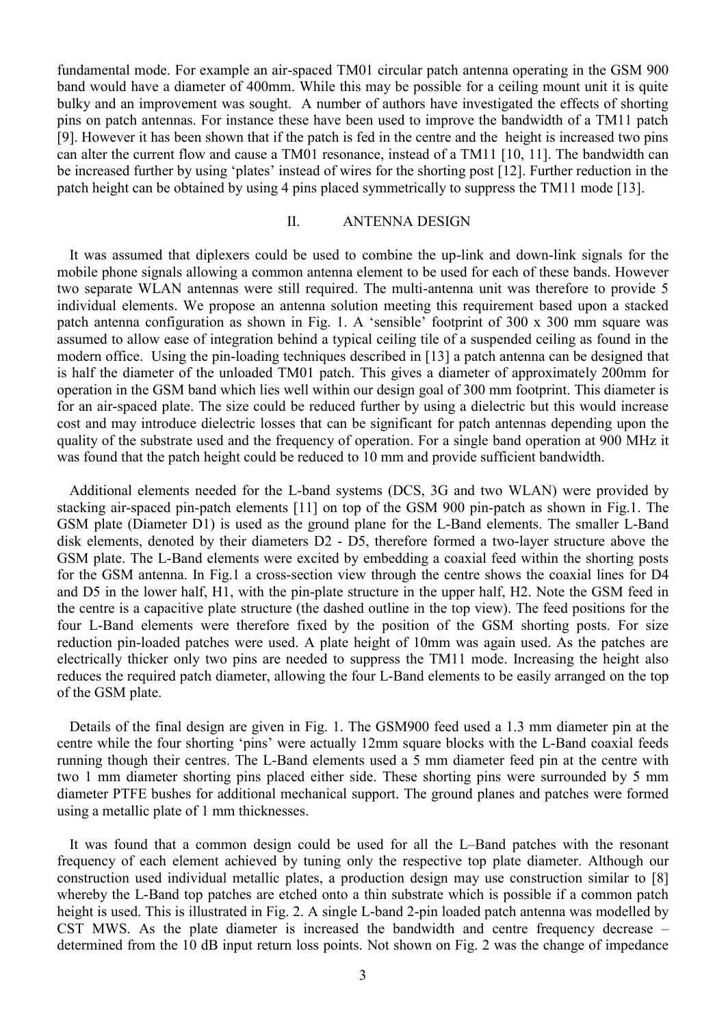fundamental mode. For example an air-spaced TM01 circular patch antenna operating in the GSM 900 band would have a diameter of 400mm. While this may be possible for a ceiling mount unit it is quite bulky and an improvement was sought. A number of authors have investigated the effects of shorting pins on patch antennas. For instance these have been used to improve the bandwidth of a TM11 patch [9]. However it has been shown that if the patch is fed in the centre and the height is increased two pins can alter the current flow and cause a TM01 resonance, instead of a TM11 [10, 11]. The bandwidth can be increased further by using 'plates' instead of wires for the shorting post [12]. Further reduction in the patch height can be obtained by using 4 pins placed symmetrically to suppress the TM11 mode [13].

## II. ANTENNA DESIGN

It was assumed that diplexers could be used to combine the up-link and down-link signals for the mobile phone signals allowing a common antenna element to be used for each of these bands. However two separate WLAN antennas were still required. The multi-antenna unit was therefore to provide 5 individual elements. We propose an antenna solution meeting this requirement based upon a stacked patch antenna configuration as shown in Fig. 1. A 'sensible' footprint of 300 x 300 mm square was assumed to allow ease of integration behind a typical ceiling tile of a suspended ceiling as found in the modern office. Using the pin-loading techniques described in [13] a patch antenna can be designed that is half the diameter of the unloaded TM01 patch. This gives a diameter of approximately 200mm for operation in the GSM band which lies well within our design goal of 300 mm footprint. This diameter is for an air-spaced plate. The size could be reduced further by using a dielectric but this would increase cost and may introduce dielectric losses that can be significant for patch antennas depending upon the quality of the substrate used and the frequency of operation. For a single band operation at 900 MHz it was found that the patch height could be reduced to 10 mm and provide sufficient bandwidth.

Additional elements needed for the L-band systems (DCS, 3G and two WLAN) were provided by stacking air-spaced pin-patch elements [11] on top of the GSM 900 pin-patch as shown in Fig.1. The GSM plate (Diameter D1) is used as the ground plane for the L-Band elements. The smaller L-Band disk elements, denoted by their diameters D2 - D5, therefore formed a two-layer structure above the GSM plate. The L-Band elements were excited by embedding a coaxial feed within the shorting posts for the GSM antenna. In Fig.1 a cross-section view through the centre shows the coaxial lines for D4 and D5 in the lower half, H1, with the pin-plate structure in the upper half, H2. Note the GSM feed in the centre is a capacitive plate structure (the dashed outline in the top view). The feed positions for the four L-Band elements were therefore fixed by the position of the GSM shorting posts. For size reduction pin-loaded patches were used. A plate height of 10mm was again used. As the patches are electrically thicker only two pins are needed to suppress the TM11 mode. Increasing the height also reduces the required patch diameter, allowing the four L-Band elements to be easily arranged on the top of the GSM plate.

Details of the final design are given in Fig. 1. The GSM900 feed used a 1.3 mm diameter pin at the centre while the four shorting 'pins' were actually 12mm square blocks with the L-Band coaxial feeds running though their centres. The L-Band elements used a 5 mm diameter feed pin at the centre with two 1 mm diameter shorting pins placed either side. These shorting pins were surrounded by 5 mm diameter PTFE bushes for additional mechanical support. The ground planes and patches were formed using a metallic plate of 1 mm thicknesses.

It was found that a common design could be used for all the L–Band patches with the resonant frequency of each element achieved by tuning only the respective top plate diameter. Although our construction used individual metallic plates, a production design may use construction similar to [8] whereby the L-Band top patches are etched onto a thin substrate which is possible if a common patch height is used. This is illustrated in Fig. 2. A single L-band 2-pin loaded patch antenna was modelled by CST MWS. As the plate diameter is increased the bandwidth and centre frequency decrease – determined from the 10 dB input return loss points. Not shown on Fig. 2 was the change of impedance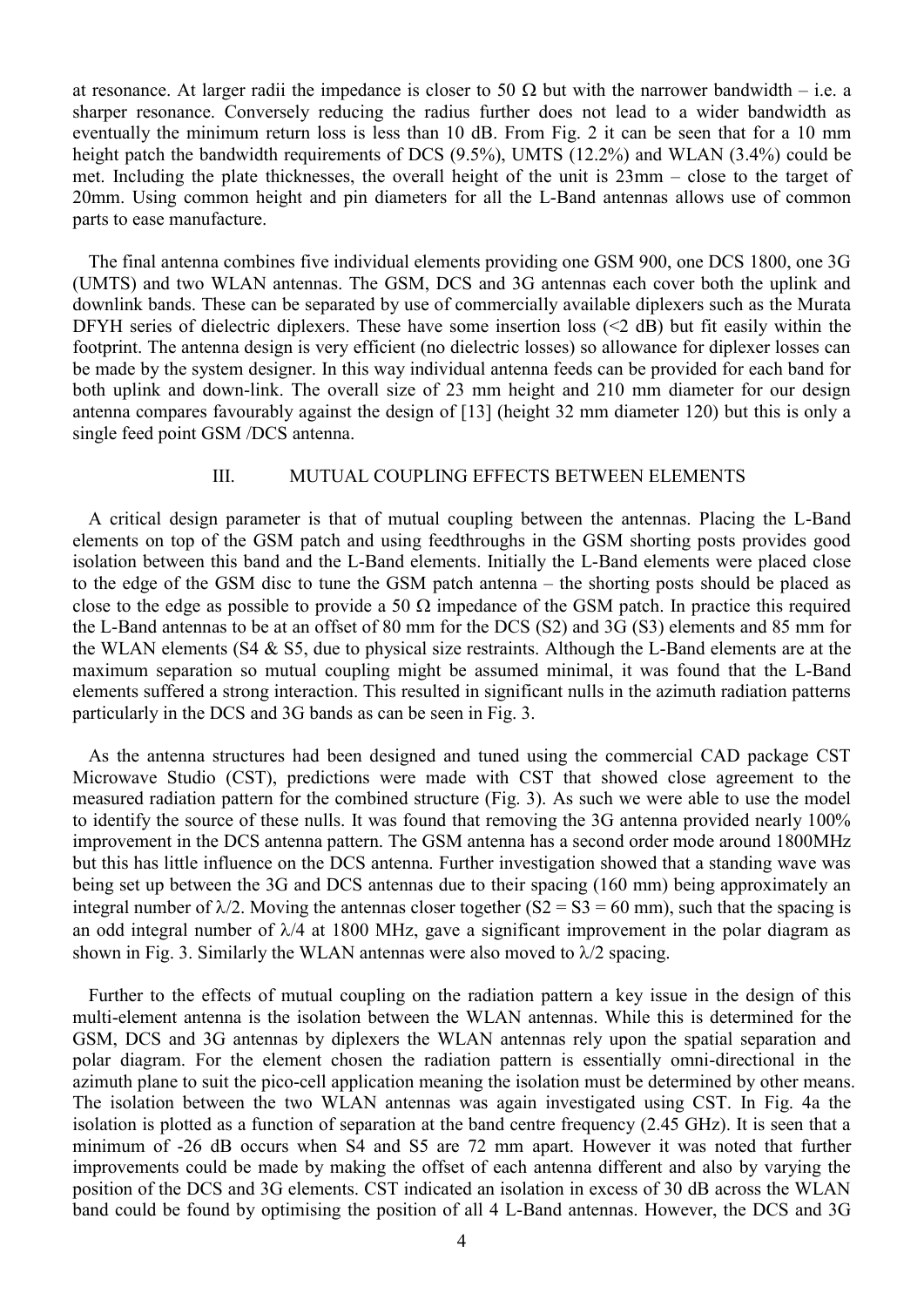at resonance. At larger radii the impedance is closer to 50 Ω but with the narrower bandwidth – i.e. a sharper resonance. Conversely reducing the radius further does not lead to a wider bandwidth as eventually the minimum return loss is less than 10 dB. From Fig. 2 it can be seen that for a 10 mm height patch the bandwidth requirements of DCS (9.5%), UMTS (12.2%) and WLAN (3.4%) could be met. Including the plate thicknesses, the overall height of the unit is 23mm – close to the target of 20mm. Using common height and pin diameters for all the L-Band antennas allows use of common parts to ease manufacture.

The final antenna combines five individual elements providing one GSM 900, one DCS 1800, one 3G (UMTS) and two WLAN antennas. The GSM, DCS and 3G antennas each cover both the uplink and downlink bands. These can be separated by use of commercially available diplexers such as the Murata DFYH series of dielectric diplexers. These have some insertion loss (<2 dB) but fit easily within the footprint. The antenna design is very efficient (no dielectric losses) so allowance for diplexer losses can be made by the system designer. In this way individual antenna feeds can be provided for each band for both uplink and down-link. The overall size of 23 mm height and 210 mm diameter for our design antenna compares favourably against the design of [13] (height 32 mm diameter 120) but this is only a single feed point GSM /DCS antenna.

## III. MUTUAL COUPLING EFFECTS BETWEEN ELEMENTS

A critical design parameter is that of mutual coupling between the antennas. Placing the L-Band elements on top of the GSM patch and using feedthroughs in the GSM shorting posts provides good isolation between this band and the L-Band elements. Initially the L-Band elements were placed close to the edge of the GSM disc to tune the GSM patch antenna – the shorting posts should be placed as close to the edge as possible to provide a 50 Ω impedance of the GSM patch. In practice this required the L-Band antennas to be at an offset of 80 mm for the DCS (S2) and 3G (S3) elements and 85 mm for the WLAN elements (S4 & S5, due to physical size restraints. Although the L-Band elements are at the maximum separation so mutual coupling might be assumed minimal, it was found that the L-Band elements suffered a strong interaction. This resulted in significant nulls in the azimuth radiation patterns particularly in the DCS and 3G bands as can be seen in Fig. 3.

As the antenna structures had been designed and tuned using the commercial CAD package CST Microwave Studio (CST), predictions were made with CST that showed close agreement to the measured radiation pattern for the combined structure (Fig. 3). As such we were able to use the model to identify the source of these nulls. It was found that removing the 3G antenna provided nearly 100% improvement in the DCS antenna pattern. The GSM antenna has a second order mode around 1800MHz but this has little influence on the DCS antenna. Further investigation showed that a standing wave was being set up between the 3G and DCS antennas due to their spacing (160 mm) being approximately an integral number of $\lambda/2$. Moving the antennas closer together (S2 = S3 = 60 mm), such that the spacing is an odd integral number of $\lambda/4$ at 1800 MHz, gave a significant improvement in the polar diagram as shown in Fig. 3. Similarly the WLAN antennas were also moved to $\lambda/2$ spacing.

Further to the effects of mutual coupling on the radiation pattern a key issue in the design of this multi-element antenna is the isolation between the WLAN antennas. While this is determined for the GSM, DCS and 3G antennas by diplexers the WLAN antennas rely upon the spatial separation and polar diagram. For the element chosen the radiation pattern is essentially omni-directional in the azimuth plane to suit the pico-cell application meaning the isolation must be determined by other means. The isolation between the two WLAN antennas was again investigated using CST. In Fig. 4a the isolation is plotted as a function of separation at the band centre frequency (2.45 GHz). It is seen that a minimum of -26 dB occurs when S4 and S5 are 72 mm apart. However it was noted that further improvements could be made by making the offset of each antenna different and also by varying the position of the DCS and 3G elements. CST indicated an isolation in excess of 30 dB across the WLAN band could be found by optimising the position of all 4 L-Band antennas. However, the DCS and 3G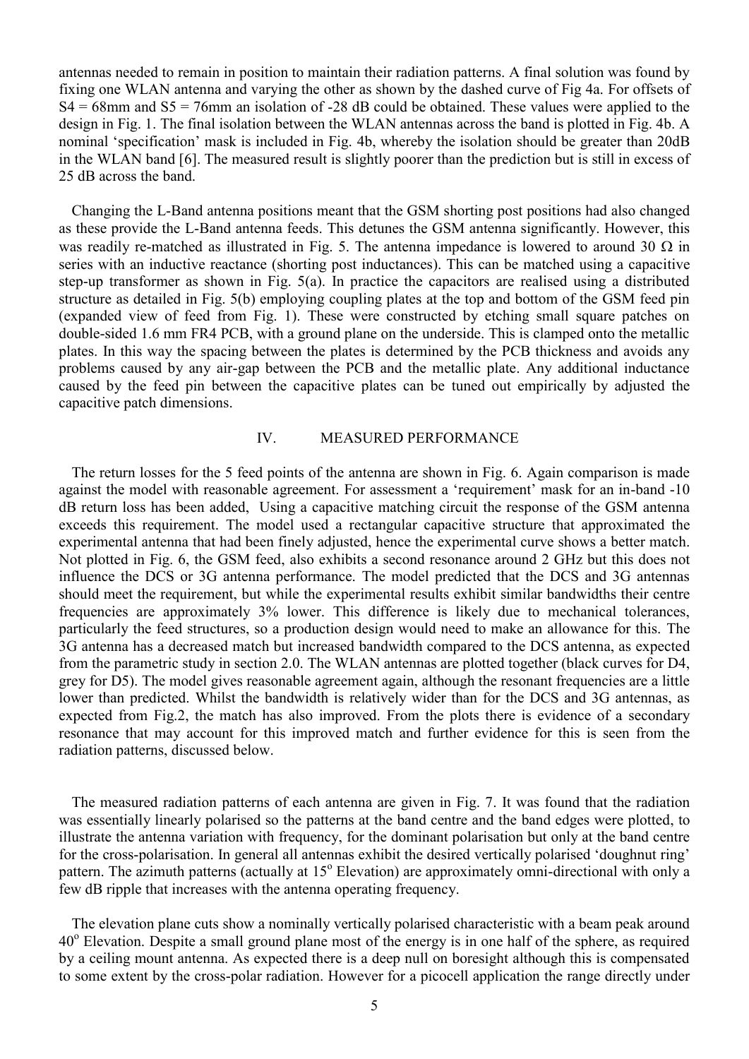antennas needed to remain in position to maintain their radiation patterns. A final solution was found by fixing one WLAN antenna and varying the other as shown by the dashed curve of Fig 4a. For offsets of S4 = 68mm and S5 = 76mm an isolation of -28 dB could be obtained. These values were applied to the design in Fig. 1. The final isolation between the WLAN antennas across the band is plotted in Fig. 4b. A nominal 'specification' mask is included in Fig. 4b, whereby the isolation should be greater than 20dB in the WLAN band [6]. The measured result is slightly poorer than the prediction but is still in excess of 25 dB across the band.

Changing the L-Band antenna positions meant that the GSM shorting post positions had also changed as these provide the L-Band antenna feeds. This detunes the GSM antenna significantly. However, this was readily re-matched as illustrated in Fig. 5. The antenna impedance is lowered to around 30 Ω in series with an inductive reactance (shorting post inductances). This can be matched using a capacitive step-up transformer as shown in Fig. 5(a). In practice the capacitors are realised using a distributed structure as detailed in Fig. 5(b) employing coupling plates at the top and bottom of the GSM feed pin (expanded view of feed from Fig. 1). These were constructed by etching small square patches on double-sided 1.6 mm FR4 PCB, with a ground plane on the underside. This is clamped onto the metallic plates. In this way the spacing between the plates is determined by the PCB thickness and avoids any problems caused by any air-gap between the PCB and the metallic plate. Any additional inductance caused by the feed pin between the capacitive plates can be tuned out empirically by adjusted the capacitive patch dimensions.

## IV. MEASURED PERFORMANCE

The return losses for the 5 feed points of the antenna are shown in Fig. 6. Again comparison is made against the model with reasonable agreement. For assessment a 'requirement' mask for an in-band -10 dB return loss has been added, Using a capacitive matching circuit the response of the GSM antenna exceeds this requirement. The model used a rectangular capacitive structure that approximated the experimental antenna that had been finely adjusted, hence the experimental curve shows a better match. Not plotted in Fig. 6, the GSM feed, also exhibits a second resonance around 2 GHz but this does not influence the DCS or 3G antenna performance. The model predicted that the DCS and 3G antennas should meet the requirement, but while the experimental results exhibit similar bandwidths their centre frequencies are approximately 3% lower. This difference is likely due to mechanical tolerances, particularly the feed structures, so a production design would need to make an allowance for this. The 3G antenna has a decreased match but increased bandwidth compared to the DCS antenna, as expected from the parametric study in section 2.0. The WLAN antennas are plotted together (black curves for D4, grey for D5). The model gives reasonable agreement again, although the resonant frequencies are a little lower than predicted. Whilst the bandwidth is relatively wider than for the DCS and 3G antennas, as expected from Fig.2, the match has also improved. From the plots there is evidence of a secondary resonance that may account for this improved match and further evidence for this is seen from the radiation patterns, discussed below.

The measured radiation patterns of each antenna are given in Fig. 7. It was found that the radiation was essentially linearly polarised so the patterns at the band centre and the band edges were plotted, to illustrate the antenna variation with frequency, for the dominant polarisation but only at the band centre for the cross-polarisation. In general all antennas exhibit the desired vertically polarised 'doughnut ring' pattern. The azimuth patterns (actually at $15^{o}$ Elevation) are approximately omni-directional with only a few dB ripple that increases with the antenna operating frequency.

The elevation plane cuts show a nominally vertically polarised characteristic with a beam peak around $40^{o}$ Elevation. Despite a small ground plane most of the energy is in one half of the sphere, as required by a ceiling mount antenna. As expected there is a deep null on boresight although this is compensated to some extent by the cross-polar radiation. However for a picocell application the range directly under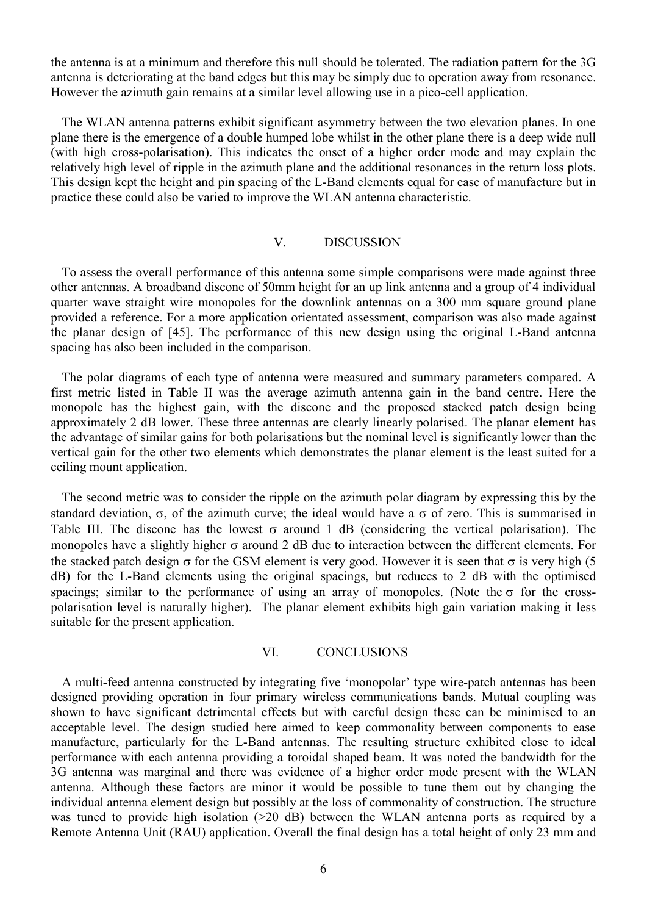the antenna is at a minimum and therefore this null should be tolerated. The radiation pattern for the 3G antenna is deteriorating at the band edges but this may be simply due to operation away from resonance. However the azimuth gain remains at a similar level allowing use in a pico-cell application.

The WLAN antenna patterns exhibit significant asymmetry between the two elevation planes. In one plane there is the emergence of a double humped lobe whilst in the other plane there is a deep wide null (with high cross-polarisation). This indicates the onset of a higher order mode and may explain the relatively high level of ripple in the azimuth plane and the additional resonances in the return loss plots. This design kept the height and pin spacing of the L-Band elements equal for ease of manufacture but in practice these could also be varied to improve the WLAN antenna characteristic.

## V. DISCUSSION

To assess the overall performance of this antenna some simple comparisons were made against three other antennas. A broadband discone of 50mm height for an up link antenna and a group of 4 individual quarter wave straight wire monopoles for the downlink antennas on a 300 mm square ground plane provided a reference. For a more application orientated assessment, comparison was also made against the planar design of [45]. The performance of this new design using the original L-Band antenna spacing has also been included in the comparison.

The polar diagrams of each type of antenna were measured and summary parameters compared. A first metric listed in Table II was the average azimuth antenna gain in the band centre. Here the monopole has the highest gain, with the discone and the proposed stacked patch design being approximately 2 dB lower. These three antennas are clearly linearly polarised. The planar element has the advantage of similar gains for both polarisations but the nominal level is significantly lower than the vertical gain for the other two elements which demonstrates the planar element is the least suited for a ceiling mount application.

The second metric was to consider the ripple on the azimuth polar diagram by expressing this by the standard deviation, $\sigma$, of the azimuth curve; the ideal would have a $\sigma$ of zero. This is summarised in Table III. The discone has the lowest $\sigma$ around 1 dB (considering the vertical polarisation). The monopoles have a slightly higher $\sigma$ around 2 dB due to interaction between the different elements. For the stacked patch design $\sigma$ for the GSM element is very good. However it is seen that $\sigma$ is very high (5 dB) for the L-Band elements using the original spacings, but reduces to 2 dB with the optimised spacings; similar to the performance of using an array of monopoles. (Note the $\sigma$ for the cross-polarisation level is naturally higher). The planar element exhibits high gain variation making it less suitable for the present application.

## VI. CONCLUSIONS

A multi-feed antenna constructed by integrating five 'monopolar' type wire-patch antennas has been designed providing operation in four primary wireless communications bands. Mutual coupling was shown to have significant detrimental effects but with careful design these can be minimised to an acceptable level. The design studied here aimed to keep commonality between components to ease manufacture, particularly for the L-Band antennas. The resulting structure exhibited close to ideal performance with each antenna providing a toroidal shaped beam. It was noted the bandwidth for the 3G antenna was marginal and there was evidence of a higher order mode present with the WLAN antenna. Although these factors are minor it would be possible to tune them out by changing the individual antenna element design but possibly at the loss of commonality of construction. The structure was tuned to provide high isolation (>20 dB) between the WLAN antenna ports as required by a Remote Antenna Unit (RAU) application. Overall the final design has a total height of only 23 mm and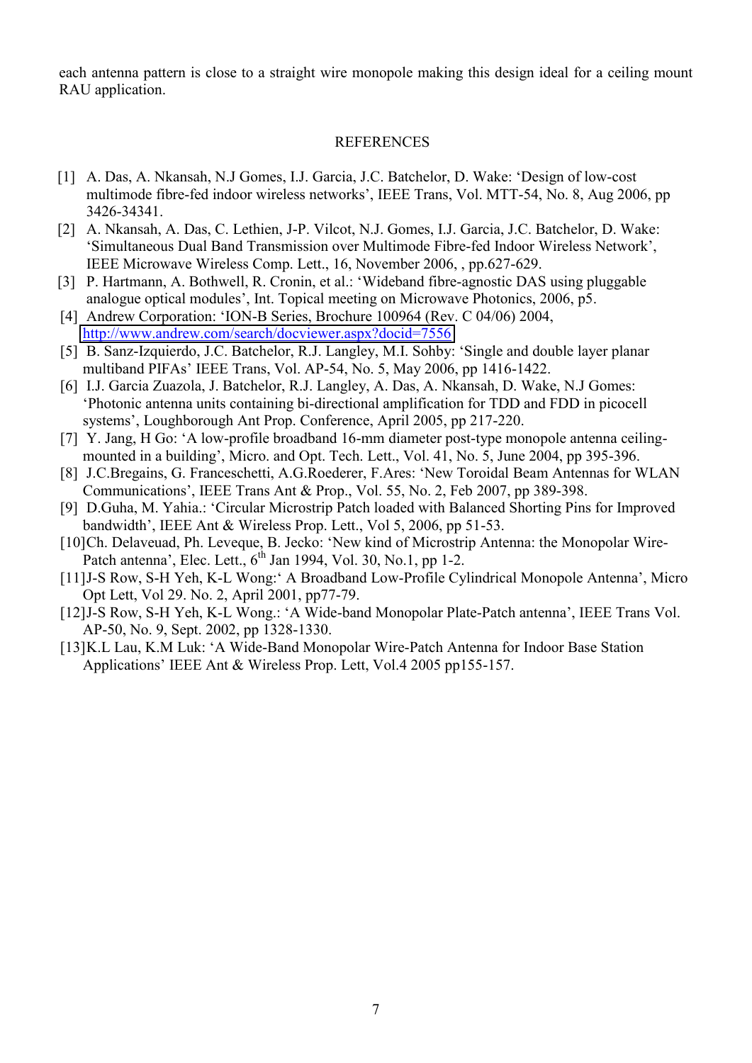each antenna pattern is close to a straight wire monopole making this design ideal for a ceiling mount RAU application.

## REFERENCES

[1] A. Das, A. Nkansah, N.J Gomes, I.J. Garcia, J.C. Batchelor, D. Wake: 'Design of low-cost multimode fibre-fed indoor wireless networks', IEEE Trans, Vol. MTT-54, No. 8, Aug 2006, pp 3426-34341.

[2] A. Nkansah, A. Das, C. Lethien, J-P. Vilcot, N.J. Gomes, I.J. Garcia, J.C. Batchelor, D. Wake: 'Simultaneous Dual Band Transmission over Multimode Fibre-fed Indoor Wireless Network', IEEE Microwave Wireless Comp. Lett., 16, November 2006, , pp.627-629.

[3] P. Hartmann, A. Bothwell, R. Cronin, et al.: 'Wideband fibre-agnostic DAS using pluggable analogue optical modules', Int. Topical meeting on Microwave Photonics, 2006, p5.

[4] Andrew Corporation: 'ION-B Series, Brochure 100964 (Rev. C 04/06) 2004, http://www.andrew.com/search/docviewer.aspx?docid=7556

[5] B. Sanz-Izquierdo, J.C. Batchelor, R.J. Langley, M.I. Sohby: 'Single and double layer planar multiband PIFAs' IEEE Trans, Vol. AP-54, No. 5, May 2006, pp 1416-1422.

[6] I.J. Garcia Zuazola, J. Batchelor, R.J. Langley, A. Das, A. Nkansah, D. Wake, N.J Gomes: 'Photonic antenna units containing bi-directional amplification for TDD and FDD in picocell systems', Loughborough Ant Prop. Conference, April 2005, pp 217-220.

[7] Y. Jang, H Go: 'A low-profile broadband 16-mm diameter post-type monopole antenna ceiling-mounted in a building', Micro. and Opt. Tech. Lett., Vol. 41, No. 5, June 2004, pp 395-396.

[8] J.C.Bregains, G. Franceschetti, A.G.Roederer, F.Ares: 'New Toroidal Beam Antennas for WLAN Communications', IEEE Trans Ant & Prop., Vol. 55, No. 2, Feb 2007, pp 389-398.

[9] D.Guha, M. Yahia.: 'Circular Microstrip Patch loaded with Balanced Shorting Pins for Improved bandwidth', IEEE Ant & Wireless Prop. Lett., Vol 5, 2006, pp 51-53.

[10] Ch. Delaveuad, Ph. Leveque, B. Jecko: 'New kind of Microstrip Antenna: the Monopolar Wire-Patch antenna', Elec. Lett., 6th Jan 1994, Vol. 30, No.1, pp 1-2.

[11] J-S Row, S-H Yeh, K-L Wong:' A Broadband Low-Profile Cylindrical Monopole Antenna', Micro Opt Lett, Vol 29. No. 2, April 2001, pp77-79.

[12] J-S Row, S-H Yeh, K-L Wong.: 'A Wide-band Monopolar Plate-Patch antenna', IEEE Trans Vol. AP-50, No. 9, Sept. 2002, pp 1328-1330.

[13] K.L Lau, K.M Luk: 'A Wide-Band Monopolar Wire-Patch Antenna for Indoor Base Station Applications' IEEE Ant & Wireless Prop. Lett, Vol.4 2005 pp155-157.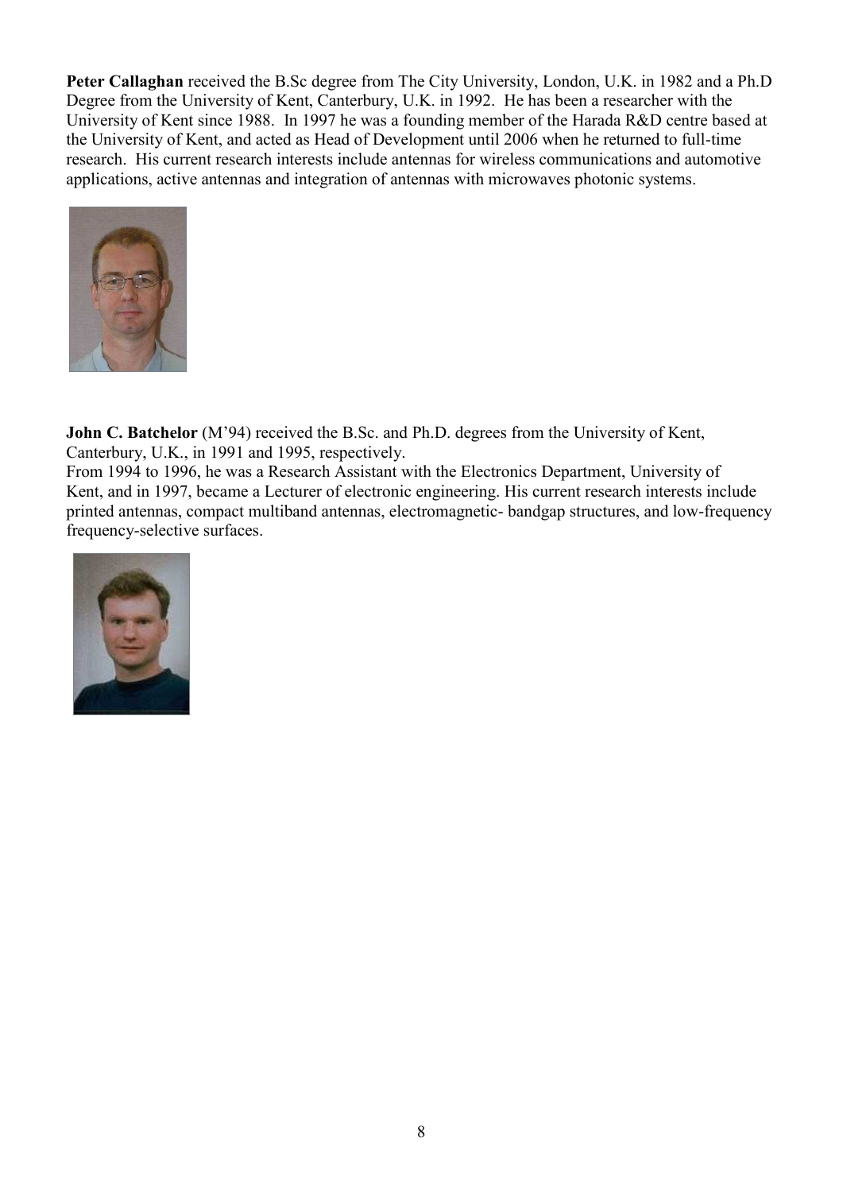**Peter Callaghan** received the B.Sc degree from The City University, London, U.K. in 1982 and a Ph.D Degree from the University of Kent, Canterbury, U.K. in 1992. He has been a researcher with the University of Kent since 1988. In 1997 he was a founding member of the Harada R&D centre based at the University of Kent, and acted as Head of Development until 2006 when he returned to full-time research. His current research interests include antennas for wireless communications and automotive applications, active antennas and integration of antennas with microwaves photonic systems.

**John C. Batchelor** (M'94) received the B.Sc. and Ph.D. degrees from the University of Kent, Canterbury, U.K., in 1991 and 1995, respectively.
From 1994 to 1996, he was a Research Assistant with the Electronics Department, University of Kent, and in 1997, became a Lecturer of electronic engineering. His current research interests include printed antennas, compact multiband antennas, electromagnetic- bandgap structures, and low-frequency frequency-selective surfaces.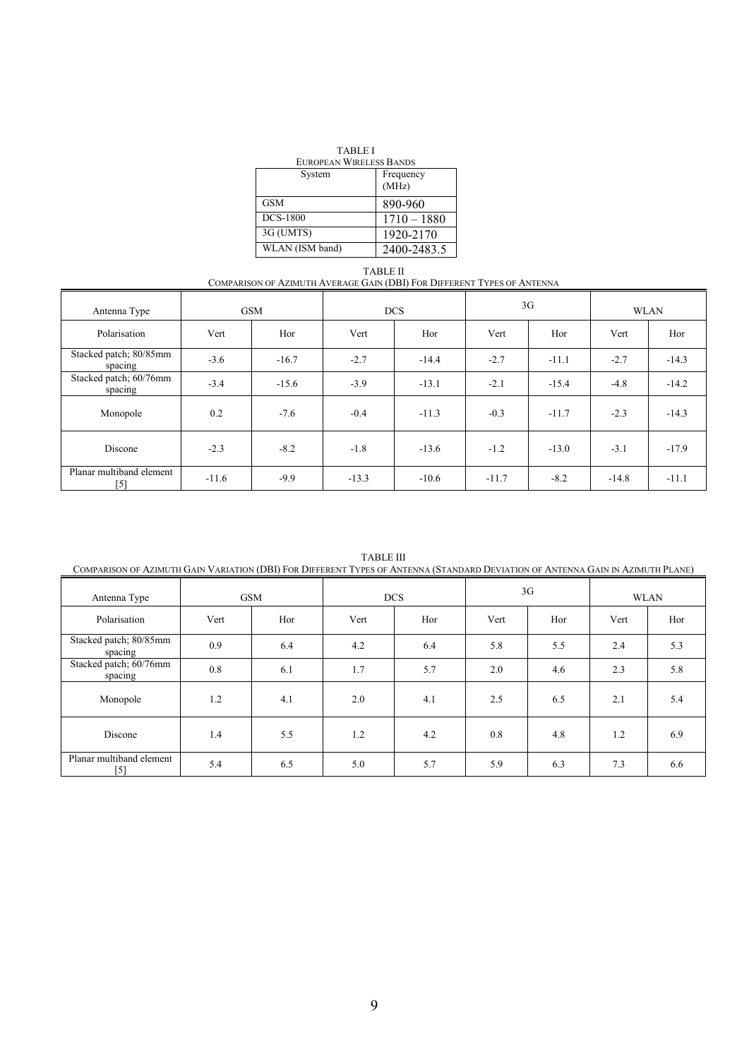TABLE I

EUROPEAN WIRELESS BANDS

| System | Frequency (MHz) |
|---|---|
| GSM | 890-960 |
| DCS-1800 | 1710 – 1880 |
| 3G (UMTS) | 1920-2170 |
| WLAN (ISM band) | 2400-2483.5 |

TABLE II

COMPARISON OF AZIMUTH AVERAGE GAIN (DBI) FOR DIFFERENT TYPES OF ANTENNA

| Antenna Type | GSM | | DCS | | 3G | | WLAN | |
|---|---|---|---|---|---|---|---|---|
| Polarisation | Vert | Hor | Vert | Hor | Vert | Hor | Vert | Hor |
| Stacked patch; 80/85mm spacing | -3.6 | -16.7 | -2.7 | -14.4 | -2.7 | -11.1 | -2.7 | -14.3 |
| Stacked patch; 60/76mm spacing | -3.4 | -15.6 | -3.9 | -13.1 | -2.1 | -15.4 | -4.8 | -14.2 |
| Monopole | 0.2 | -7.6 | -0.4 | -11.3 | -0.3 | -11.7 | -2.3 | -14.3 |
| Discone | -2.3 | -8.2 | -1.8 | -13.6 | -1.2 | -13.0 | -3.1 | -17.9 |
| Planar multiband element [5] | -11.6 | -9.9 | -13.3 | -10.6 | -11.7 | -8.2 | -14.8 | -11.1 |

TABLE III

COMPARISON OF AZIMUTH GAIN VARIATION (DBI) FOR DIFFERENT TYPES OF ANTENNA (STANDARD DEVIATION OF ANTENNA GAIN IN AZIMUTH PLANE)

| Antenna Type | GSM | | DCS | | 3G | | WLAN | |
|---|---|---|---|---|---|---|---|---|
| Polarisation | Vert | Hor | Vert | Hor | Vert | Hor | Vert | Hor |
| Stacked patch; 80/85mm spacing | 0.9 | 6.4 | 4.2 | 6.4 | 5.8 | 5.5 | 2.4 | 5.3 |
| Stacked patch; 60/76mm spacing | 0.8 | 6.1 | 1.7 | 5.7 | 2.0 | 4.6 | 2.3 | 5.8 |
| Monopole | 1.2 | 4.1 | 2.0 | 4.1 | 2.5 | 6.5 | 2.1 | 5.4 |
| Discone | 1.4 | 5.5 | 1.2 | 4.2 | 0.8 | 4.8 | 1.2 | 6.9 |
| Planar multiband element [5] | 5.4 | 6.5 | 5.0 | 5.7 | 5.9 | 6.3 | 7.3 | 6.6 |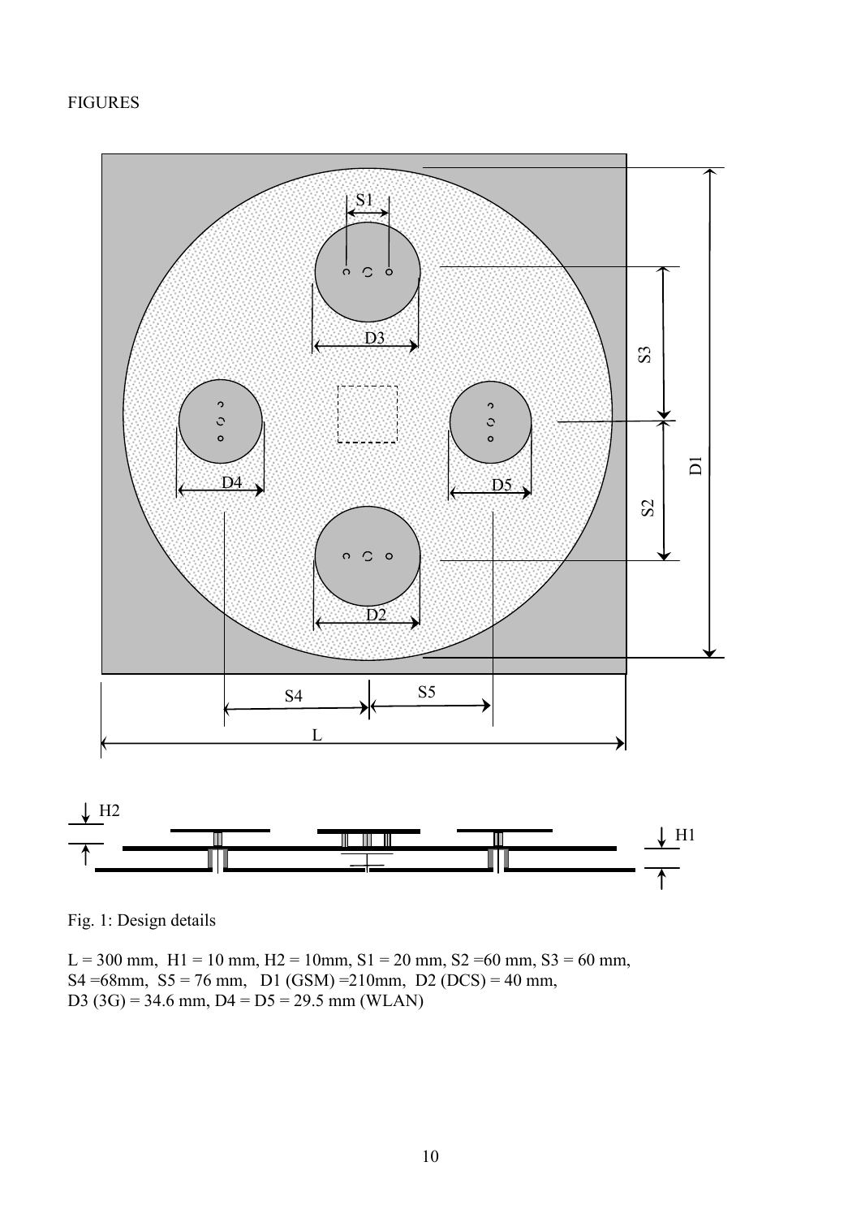FIGURES

Fig. 1: Design details

L = 300 mm, H1 = 10 mm, H2 = 10mm, S1 = 20 mm, S2 =60 mm, S3 = 60 mm, S4 =68mm, S5 = 76 mm, D1 (GSM) =210mm, D2 (DCS) = 40 mm, D3 (3G) = 34.6 mm, D4 = D5 = 29.5 mm (WLAN)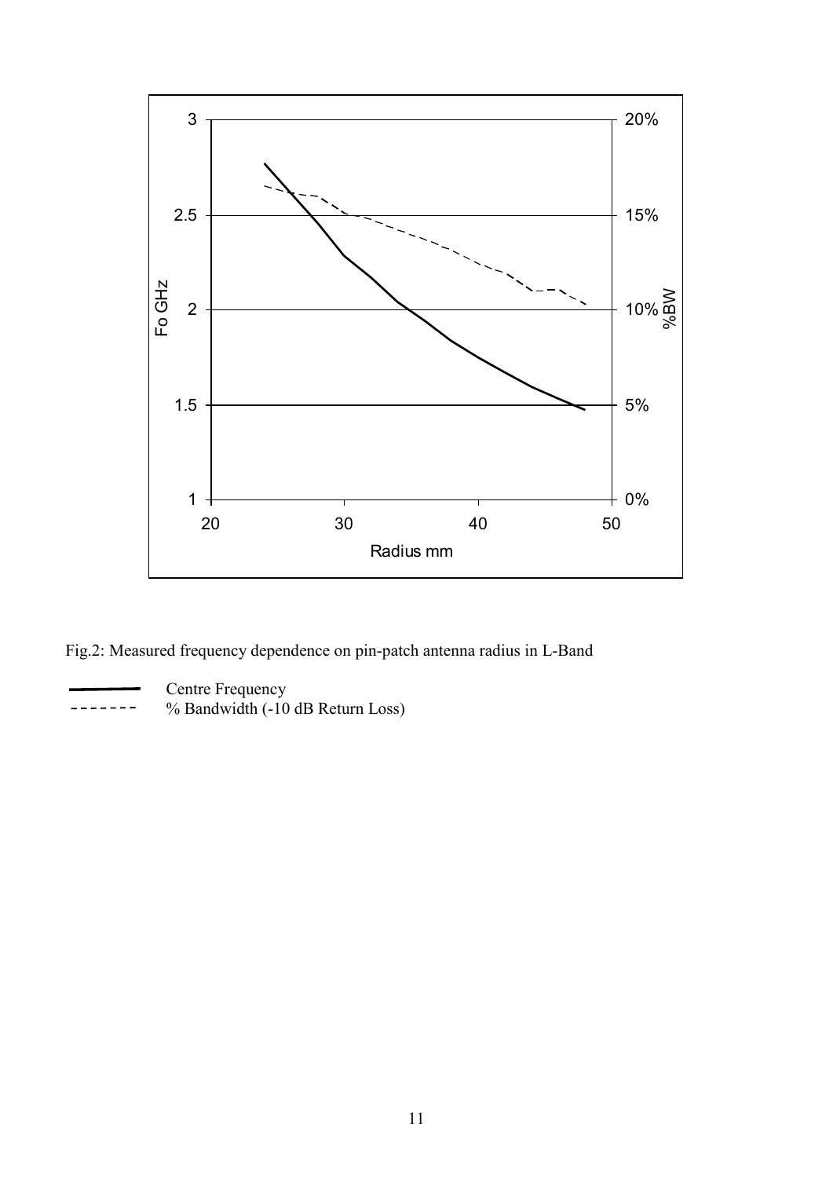Fig.2: Measured frequency dependence on pin-patch antenna radius in L-Band

——— Centre Frequency

- - - - - - - % Bandwidth (-10 dB Return Loss)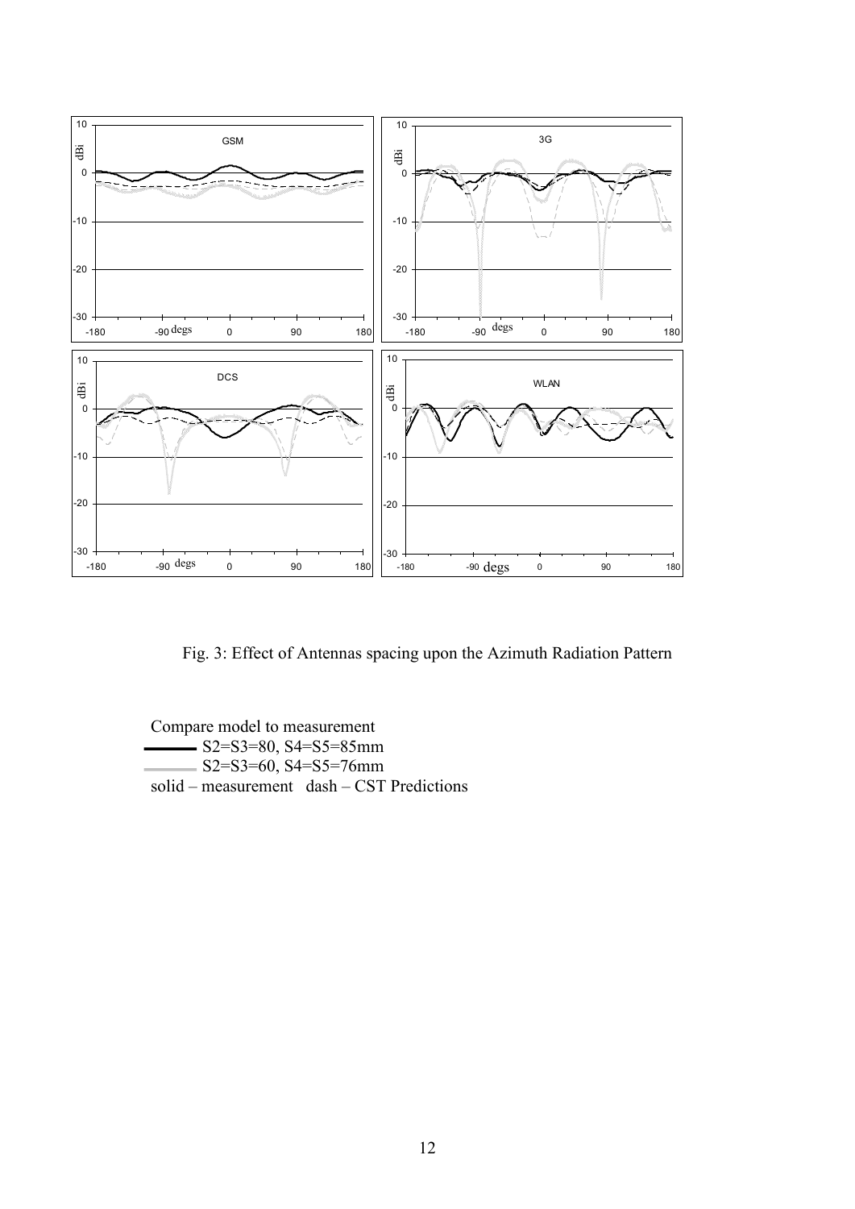Fig. 3: Effect of Antennas spacing upon the Azimuth Radiation Pattern

Compare model to measurement
S2=S3=80, S4=S5=85mm
S2=S3=60, S4=S5=76mm
solid – measurement dash – CST Predictions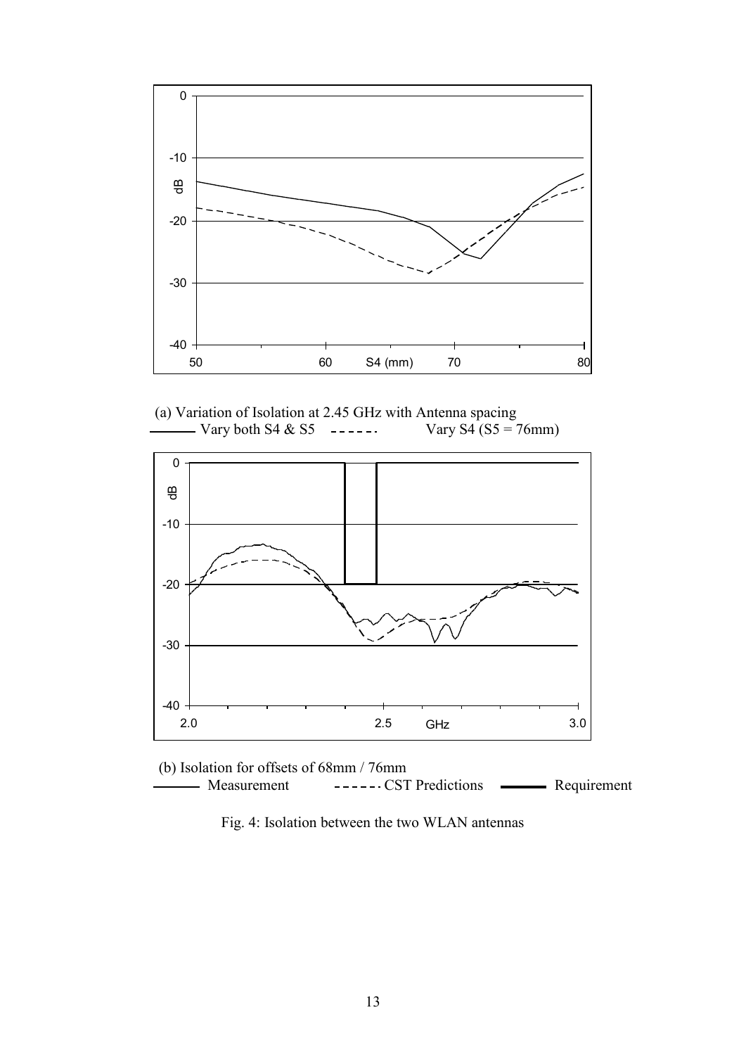(a) Variation of Isolation at 2.45 GHz with Antenna spacing
——— Vary both S4 & S5 - - - - - - Vary S4 (S5 = 76mm)

(b) Isolation for offsets of 68mm / 76mm
——— Measurement - - - - - - CST Predictions ━━━ Requirement

Fig. 4: Isolation between the two WLAN antennas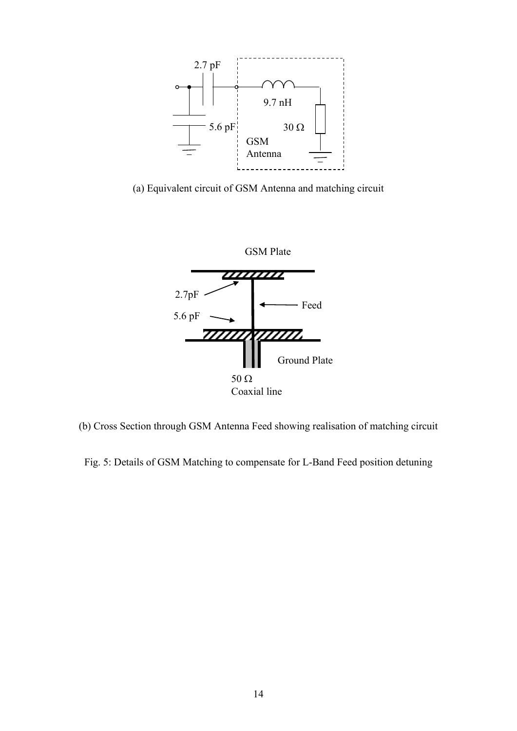(a) Equivalent circuit of GSM Antenna and matching circuit

(b) Cross Section through GSM Antenna Feed showing realisation of matching circuit

Fig. 5: Details of GSM Matching to compensate for L-Band Feed position detuning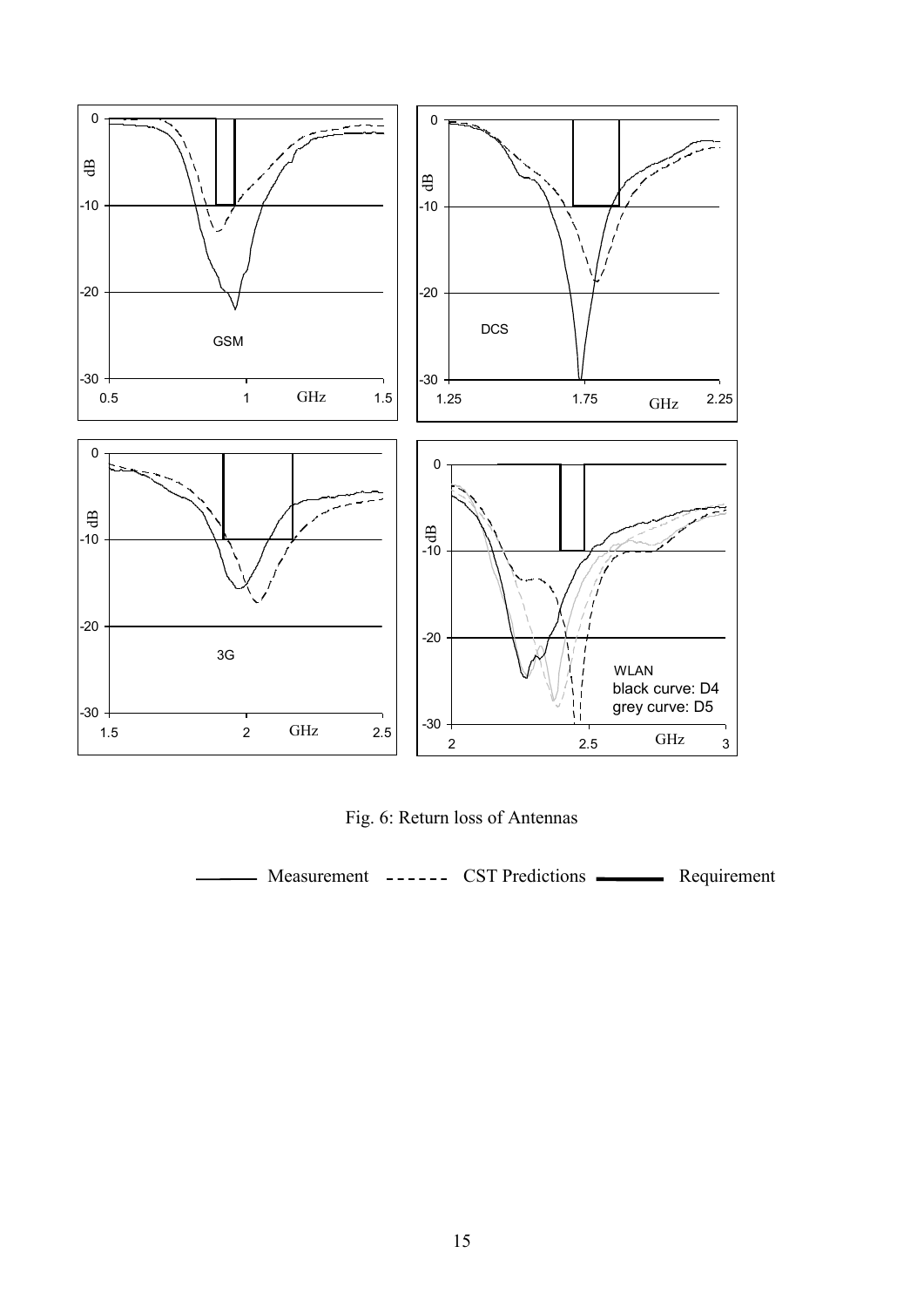Fig. 6: Return loss of Antennas

——— Measurement  - - - - - -  CST Predictions  ━━━━  Requirement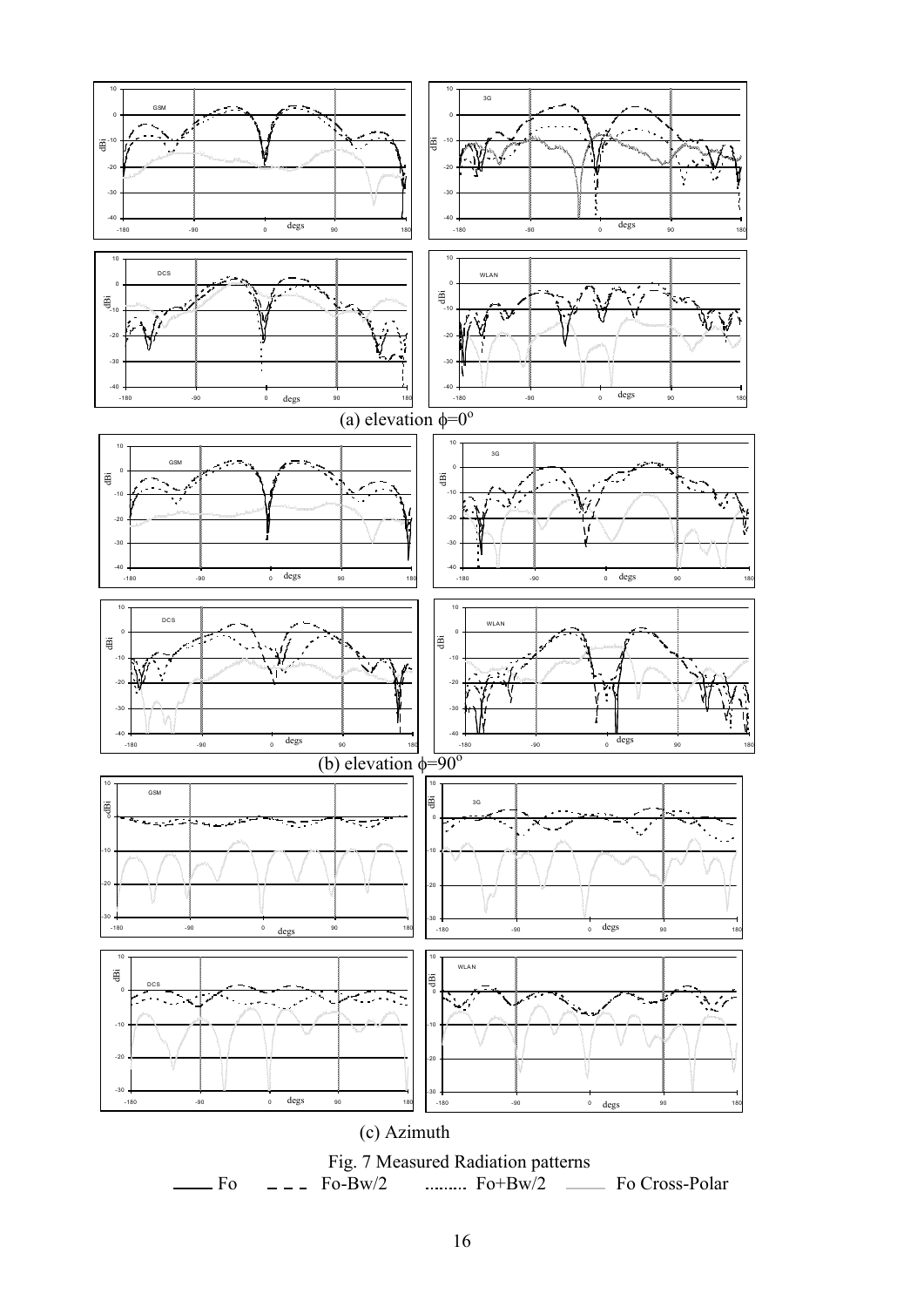GSM

dBi

10
0
-10
-20
-30
-40

-180 -90 0 degs 90 180

3G

DCS

WLAN

(a) elevation $\phi=0^o$

(b) elevation $\phi=90^o$

(c) Azimuth

Fig. 7 Measured Radiation patterns

Fo Fo-Bw/2 Fo+Bw/2 Fo Cross-Polar